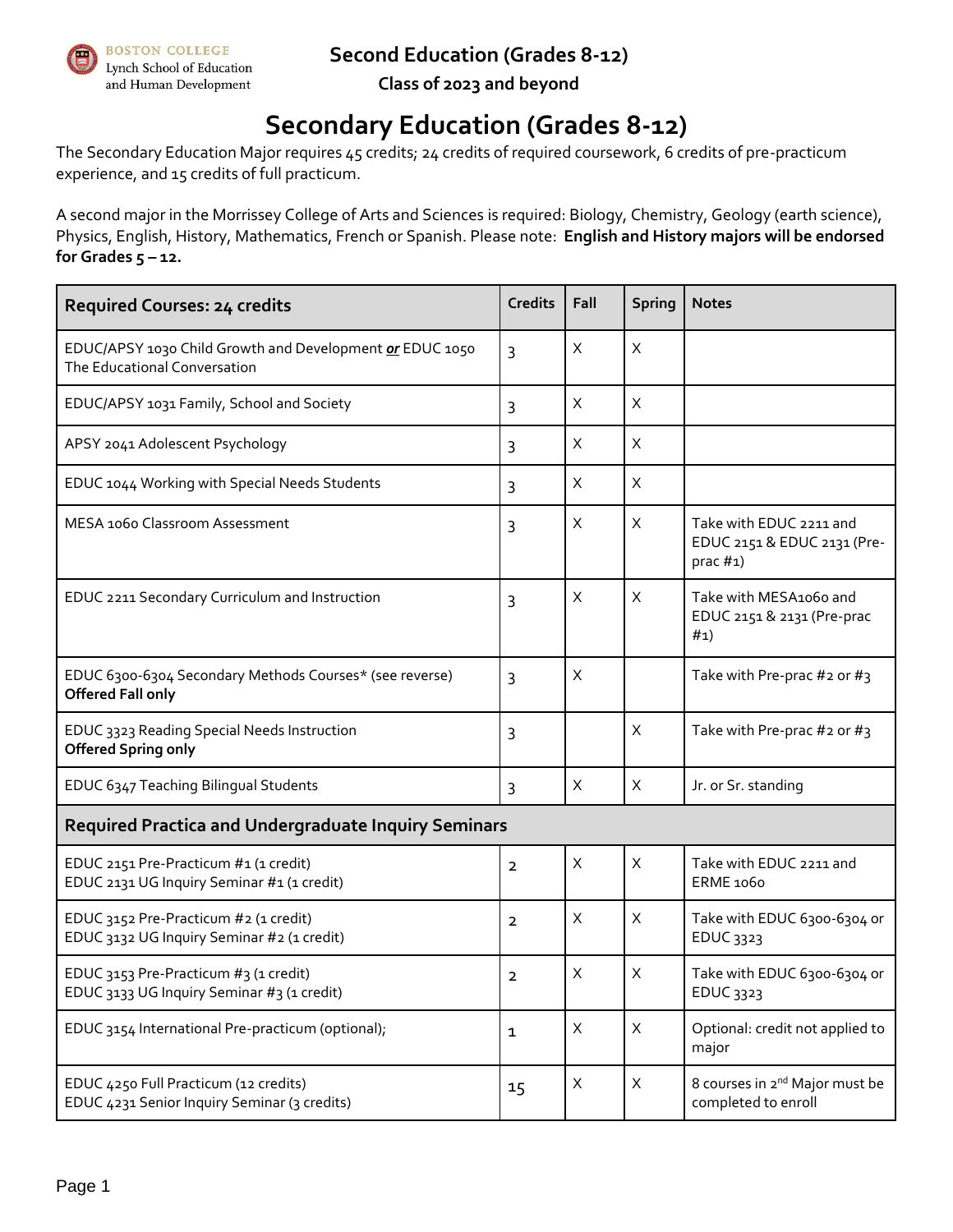Boston College Lynch School of Education and Human Development

# Second Education (Grades 8-12)

## Class of 2023 and beyond

# Secondary Education (Grades 8-12)

The Secondary Education Major requires 45 credits; 24 credits of required coursework, 6 credits of pre-practicum experience, and 15 credits of full practicum.

A second major in the Morrissey College of Arts and Sciences is required: Biology, Chemistry, Geology (earth science), Physics, English, History, Mathematics, French or Spanish. Please note: **English and History majors will be endorsed for Grades 5 – 12.**

| **Required Courses: 24 credits** | **Credits** | **Fall** | **Spring** | **Notes** |
|---|---|---|---|---|
| EDUC/APSY 1030 Child Growth and Development ***or*** EDUC 1050 The Educational Conversation | 3 | X | X | |
| EDUC/APSY 1031 Family, School and Society | 3 | X | X | |
| APSY 2041 Adolescent Psychology | 3 | X | X | |
| EDUC 1044 Working with Special Needs Students | 3 | X | X | |
| MESA 1060 Classroom Assessment | 3 | X | X | Take with EDUC 2211 and EDUC 2151 & EDUC 2131 (Pre-prac #1) |
| EDUC 2211 Secondary Curriculum and Instruction | 3 | X | X | Take with MESA1060 and EDUC 2151 & 2131 (Pre-prac #1) |
| EDUC 6300-6304 Secondary Methods Courses* (see reverse) **Offered Fall only** | 3 | X | | Take with Pre-prac #2 or #3 |
| EDUC 3323 Reading Special Needs Instruction **Offered Spring only** | 3 | | X | Take with Pre-prac #2 or #3 |
| EDUC 6347 Teaching Bilingual Students | 3 | X | X | Jr. or Sr. standing |
| **Required Practica and Undergraduate Inquiry Seminars** | | | | |
| EDUC 2151 Pre-Practicum #1 (1 credit) EDUC 2131 UG Inquiry Seminar #1 (1 credit) | 2 | X | X | Take with EDUC 2211 and ERME 1060 |
| EDUC 3152 Pre-Practicum #2 (1 credit) EDUC 3132 UG Inquiry Seminar #2 (1 credit) | 2 | X | X | Take with EDUC 6300-6304 or EDUC 3323 |
| EDUC 3153 Pre-Practicum #3 (1 credit) EDUC 3133 UG Inquiry Seminar #3 (1 credit) | 2 | X | X | Take with EDUC 6300-6304 or EDUC 3323 |
| EDUC 3154 International Pre-practicum (optional); | 1 | X | X | Optional: credit not applied to major |
| EDUC 4250 Full Practicum (12 credits) EDUC 4231 Senior Inquiry Seminar (3 credits) | 15 | X | X | 8 courses in 2nd Major must be completed to enroll |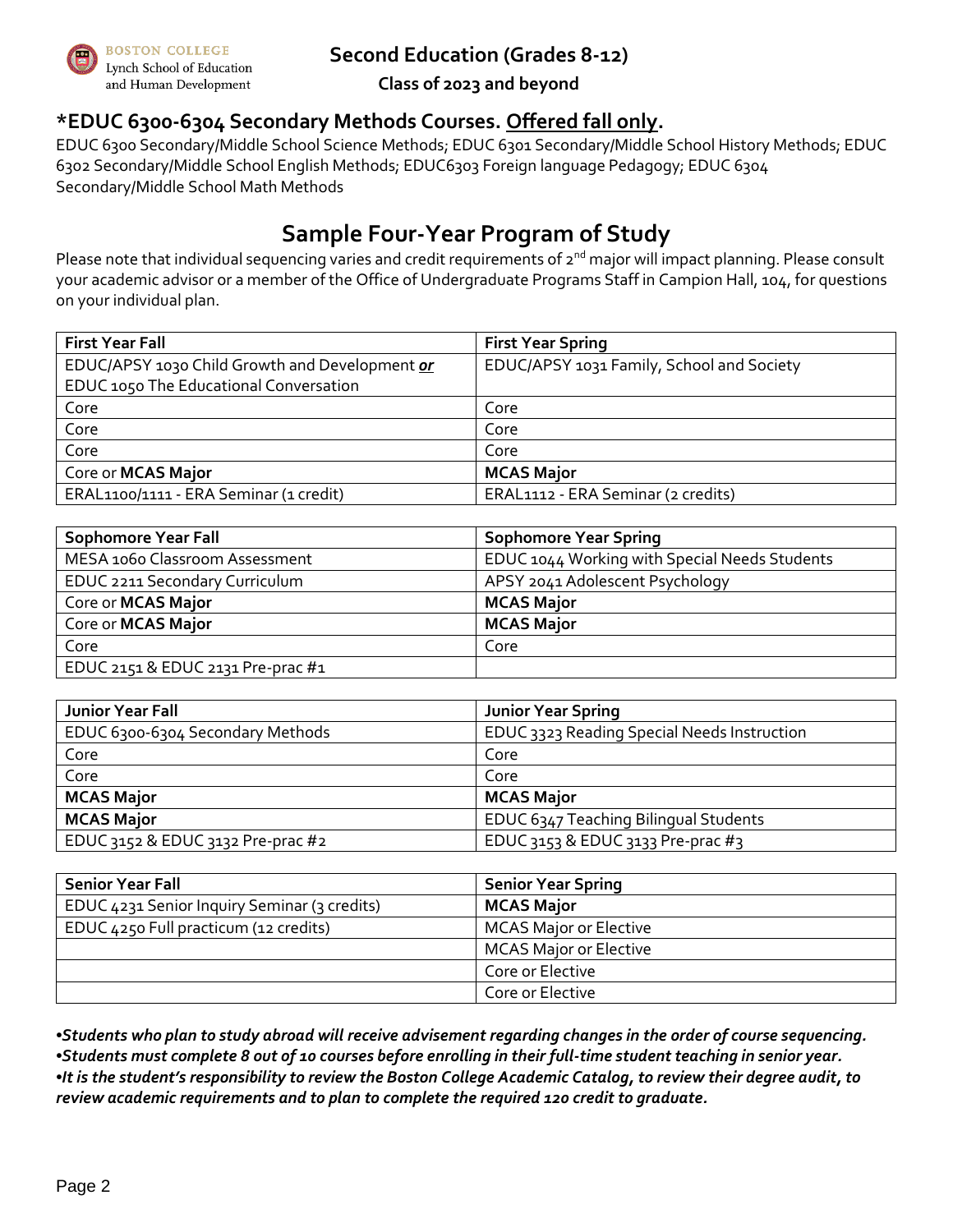**Second Education (Grades 8-12)**

**Class of 2023 and beyond**

## *EDUC 6300-6304 Secondary Methods Courses. Offered fall only.

EDUC 6300 Secondary/Middle School Science Methods; EDUC 6301 Secondary/Middle School History Methods; EDUC 6302 Secondary/Middle School English Methods; EDUC6303 Foreign language Pedagogy; EDUC 6304 Secondary/Middle School Math Methods

## Sample Four-Year Program of Study

Please note that individual sequencing varies and credit requirements of 2nd major will impact planning. Please consult your academic advisor or a member of the Office of Undergraduate Programs Staff in Campion Hall, 104, for questions on your individual plan.

| First Year Fall | First Year Spring |
|---|---|
| EDUC/APSY 1030 Child Growth and Development ***or*** EDUC 1050 The Educational Conversation | EDUC/APSY 1031 Family, School and Society |
| Core | Core |
| Core | Core |
| Core | Core |
| Core or **MCAS Major** | **MCAS Major** |
| ERAL1100/1111 - ERA Seminar (1 credit) | ERAL1112 - ERA Seminar (2 credits) |

| Sophomore Year Fall | Sophomore Year Spring |
|---|---|
| MESA 1060 Classroom Assessment | EDUC 1044 Working with Special Needs Students |
| EDUC 2211 Secondary Curriculum | APSY 2041 Adolescent Psychology |
| Core or **MCAS Major** | **MCAS Major** |
| Core or **MCAS Major** | **MCAS Major** |
| Core | Core |
| EDUC 2151 & EDUC 2131 Pre-prac #1 | |

| Junior Year Fall | Junior Year Spring |
|---|---|
| EDUC 6300-6304 Secondary Methods | EDUC 3323 Reading Special Needs Instruction |
| Core | Core |
| Core | Core |
| **MCAS Major** | **MCAS Major** |
| **MCAS Major** | EDUC 6347 Teaching Bilingual Students |
| EDUC 3152 & EDUC 3132 Pre-prac #2 | EDUC 3153 & EDUC 3133 Pre-prac #3 |

| Senior Year Fall | Senior Year Spring |
|---|---|
| EDUC 4231 Senior Inquiry Seminar (3 credits) | **MCAS Major** |
| EDUC 4250 Full practicum (12 credits) | MCAS Major or Elective |
| | MCAS Major or Elective |
| | Core or Elective |
| | Core or Elective |

- ***Students who plan to study abroad will receive advisement regarding changes in the order of course sequencing.***
- ***Students must complete 8 out of 10 courses before enrolling in their full-time student teaching in senior year.***
- ***It is the student's responsibility to review the Boston College Academic Catalog, to review their degree audit, to review academic requirements and to plan to complete the required 120 credit to graduate.***